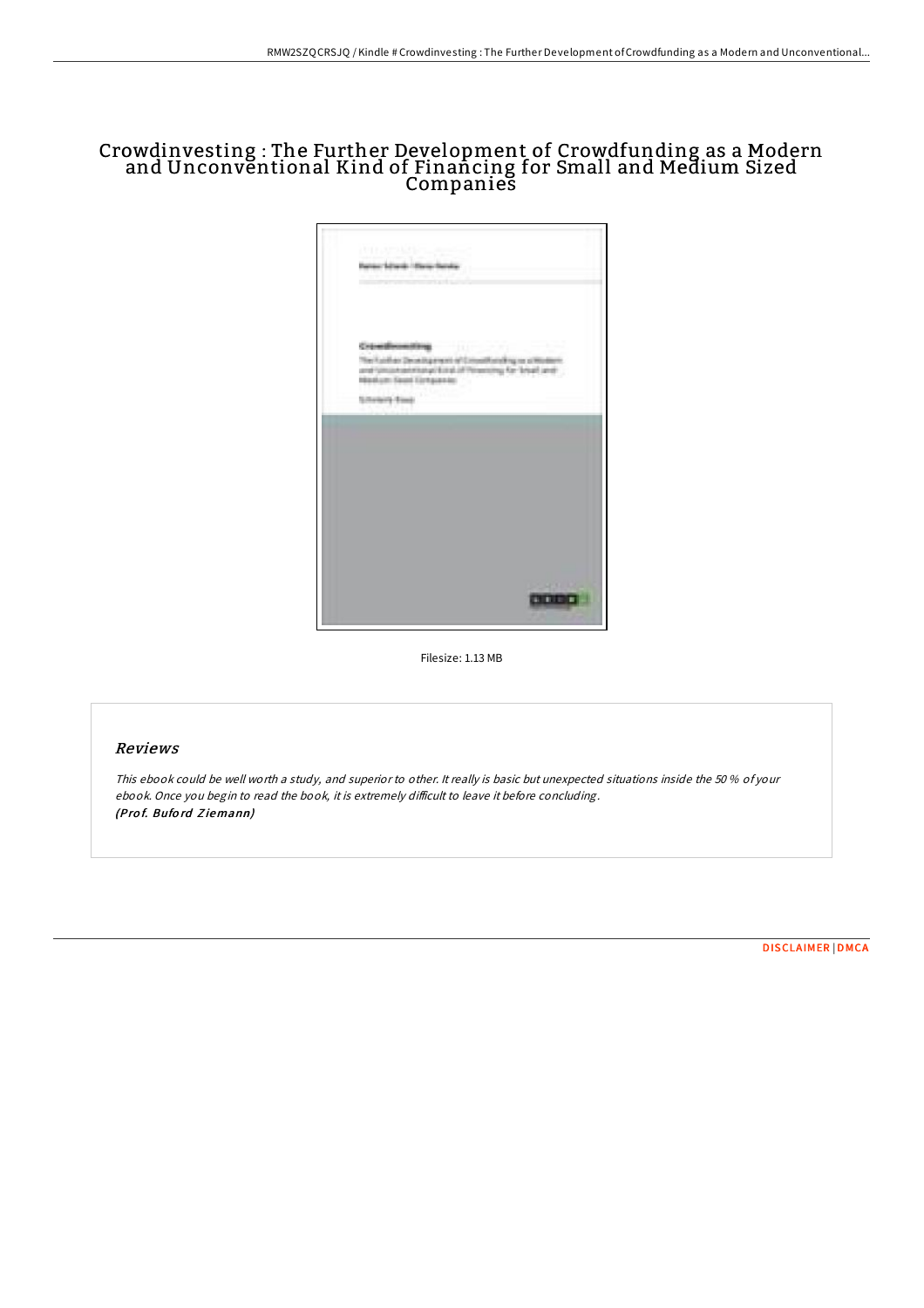# Crowdinvesting : The Further Development of Crowdfunding as a Modern and Unconventional Kind of Financing for Small and Medium Sized Companies

Filesize: 1.13 MB

## Reviews

*This ebook could be well worth a study, and superior to other. It really is basic but unexpected situations inside the 50 % of your ebook. Once you begin to read the book, it is extremely difficult to leave it before concluding.*
***(Prof. Buford Ziemann)***

DISCLAIMER | DMCA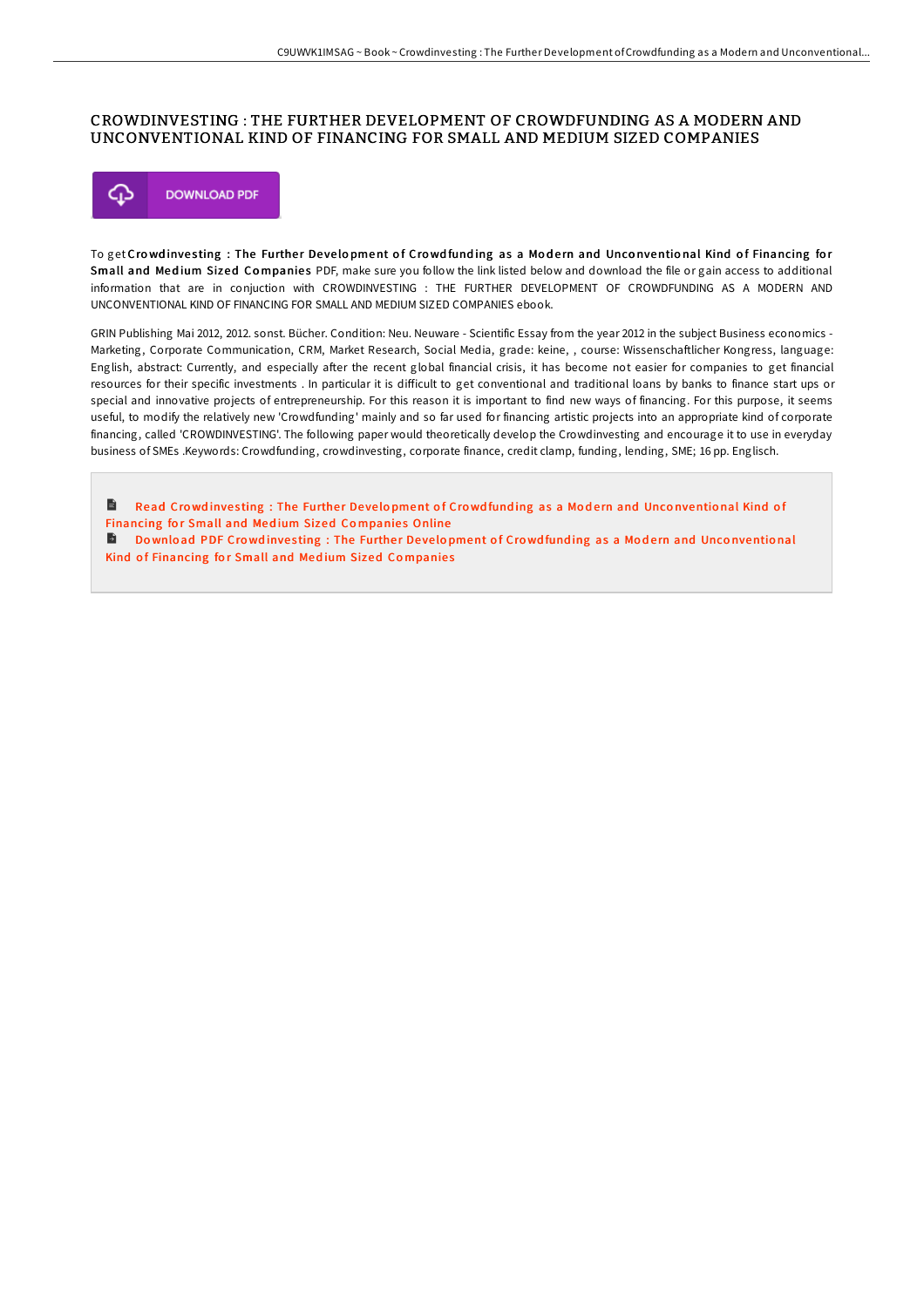# CROWDINVESTING : THE FURTHER DEVELOPMENT OF CROWDFUNDING AS A MODERN AND UNCONVENTIONAL KIND OF FINANCING FOR SMALL AND MEDIUM SIZED COMPANIES

DOWNLOAD PDF

To get **Crowdinvesting : The Further Development of Crowdfunding as a Modern and Unconventional Kind of Financing for Small and Medium Sized Companies** PDF, make sure you follow the link listed below and download the file or gain access to additional information that are in conjuction with CROWDINVESTING : THE FURTHER DEVELOPMENT OF CROWDFUNDING AS A MODERN AND UNCONVENTIONAL KIND OF FINANCING FOR SMALL AND MEDIUM SIZED COMPANIES ebook.

GRIN Publishing Mai 2012, 2012. sonst. Bücher. Condition: Neu. Neuware - Scientific Essay from the year 2012 in the subject Business economics - Marketing, Corporate Communication, CRM, Market Research, Social Media, grade: keine, , course: Wissenschaftlicher Kongress, language: English, abstract: Currently, and especially after the recent global financial crisis, it has become not easier for companies to get financial resources for their specific investments . In particular it is difficult to get conventional and traditional loans by banks to finance start ups or special and innovative projects of entrepreneurship. For this reason it is important to find new ways of financing. For this purpose, it seems useful, to modify the relatively new 'Crowdfunding' mainly and so far used for financing artistic projects into an appropriate kind of corporate financing, called 'CROWDINVESTING'. The following paper would theoretically develop the Crowdinvesting and encourage it to use in everyday business of SMEs .Keywords: Crowdfunding, crowdinvesting, corporate finance, credit clamp, funding, lending, SME; 16 pp. Englisch.

Read Crowdinvesting : The Further Development of Crowdfunding as a Modern and Unconventional Kind of Financing for Small and Medium Sized Companies Online

Download PDF Crowdinvesting : The Further Development of Crowdfunding as a Modern and Unconventional Kind of Financing for Small and Medium Sized Companies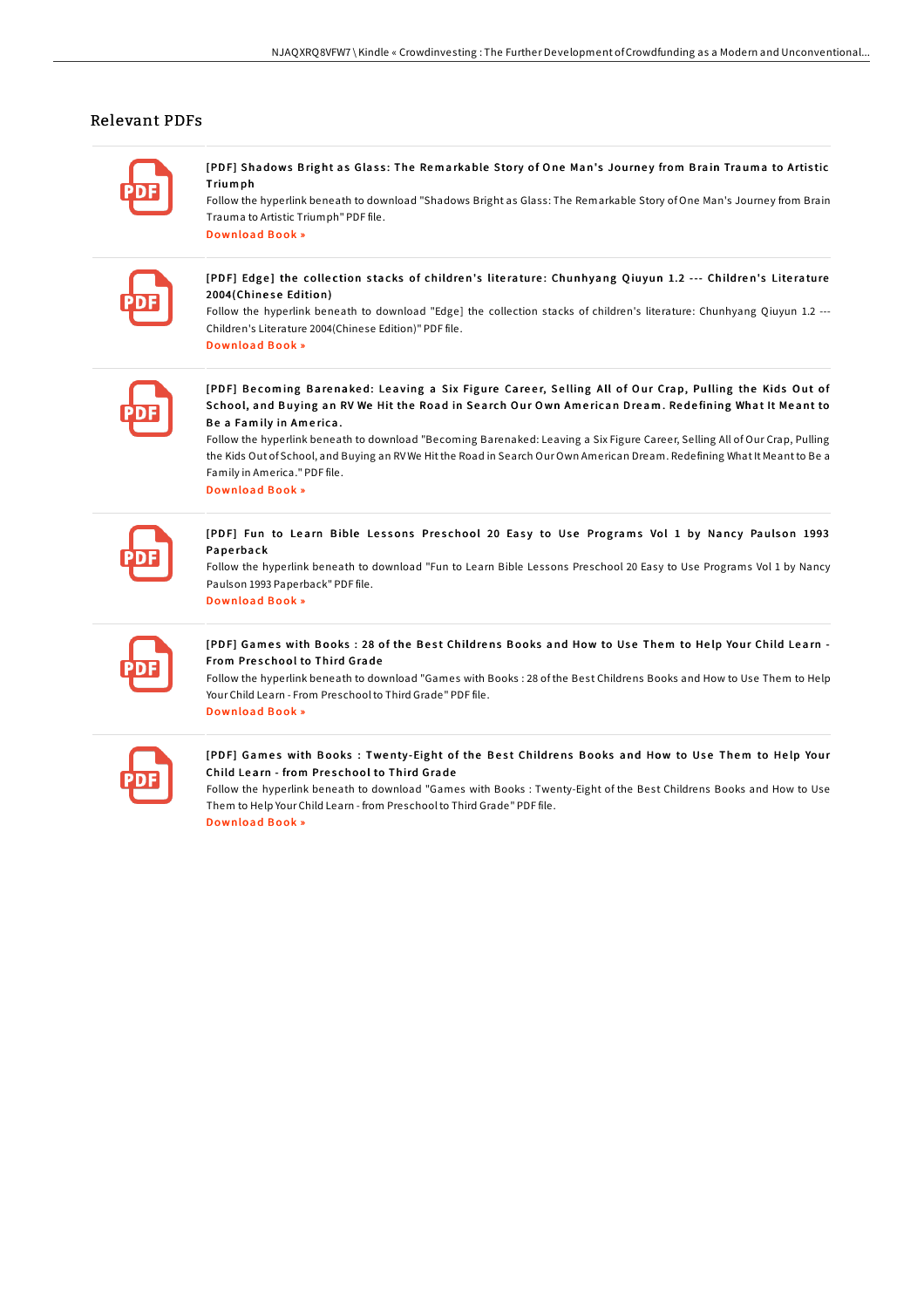## Relevant PDFs

[PDF] Shadows Bright as Glass: The Remarkable Story of One Man's Journey from Brain Trauma to Artistic Triumph

Follow the hyperlink beneath to download "Shadows Bright as Glass: The Remarkable Story of One Man's Journey from Brain Trauma to Artistic Triumph" PDF file.

Download Book »

[PDF] Edge] the collection stacks of children's literature: Chunhyang Qiuyun 1.2 --- Children's Literature 2004(Chinese Edition)

Follow the hyperlink beneath to download "Edge] the collection stacks of children's literature: Chunhyang Qiuyun 1.2 --- Children's Literature 2004(Chinese Edition)" PDF file.

Download Book »

[PDF] Becoming Barenaked: Leaving a Six Figure Career, Selling All of Our Crap, Pulling the Kids Out of School, and Buying an RV We Hit the Road in Search Our Own American Dream. Redefining What It Meant to Be a Family in America.

Follow the hyperlink beneath to download "Becoming Barenaked: Leaving a Six Figure Career, Selling All of Our Crap, Pulling the Kids Out of School, and Buying an RV We Hit the Road in Search Our Own American Dream. Redefining What It Meant to Be a Family in America." PDF file.

Download Book »

[PDF] Fun to Learn Bible Lessons Preschool 20 Easy to Use Programs Vol 1 by Nancy Paulson 1993 Paperback

Follow the hyperlink beneath to download "Fun to Learn Bible Lessons Preschool 20 Easy to Use Programs Vol 1 by Nancy Paulson 1993 Paperback" PDF file.

Download Book »

[PDF] Games with Books : 28 of the Best Childrens Books and How to Use Them to Help Your Child Learn - From Preschool to Third Grade

Follow the hyperlink beneath to download "Games with Books : 28 of the Best Childrens Books and How to Use Them to Help Your Child Learn - From Preschool to Third Grade" PDF file.

Download Book »

[PDF] Games with Books : Twenty-Eight of the Best Childrens Books and How to Use Them to Help Your Child Learn - from Preschool to Third Grade

Follow the hyperlink beneath to download "Games with Books : Twenty-Eight of the Best Childrens Books and How to Use Them to Help Your Child Learn - from Preschool to Third Grade" PDF file.

Download Book »